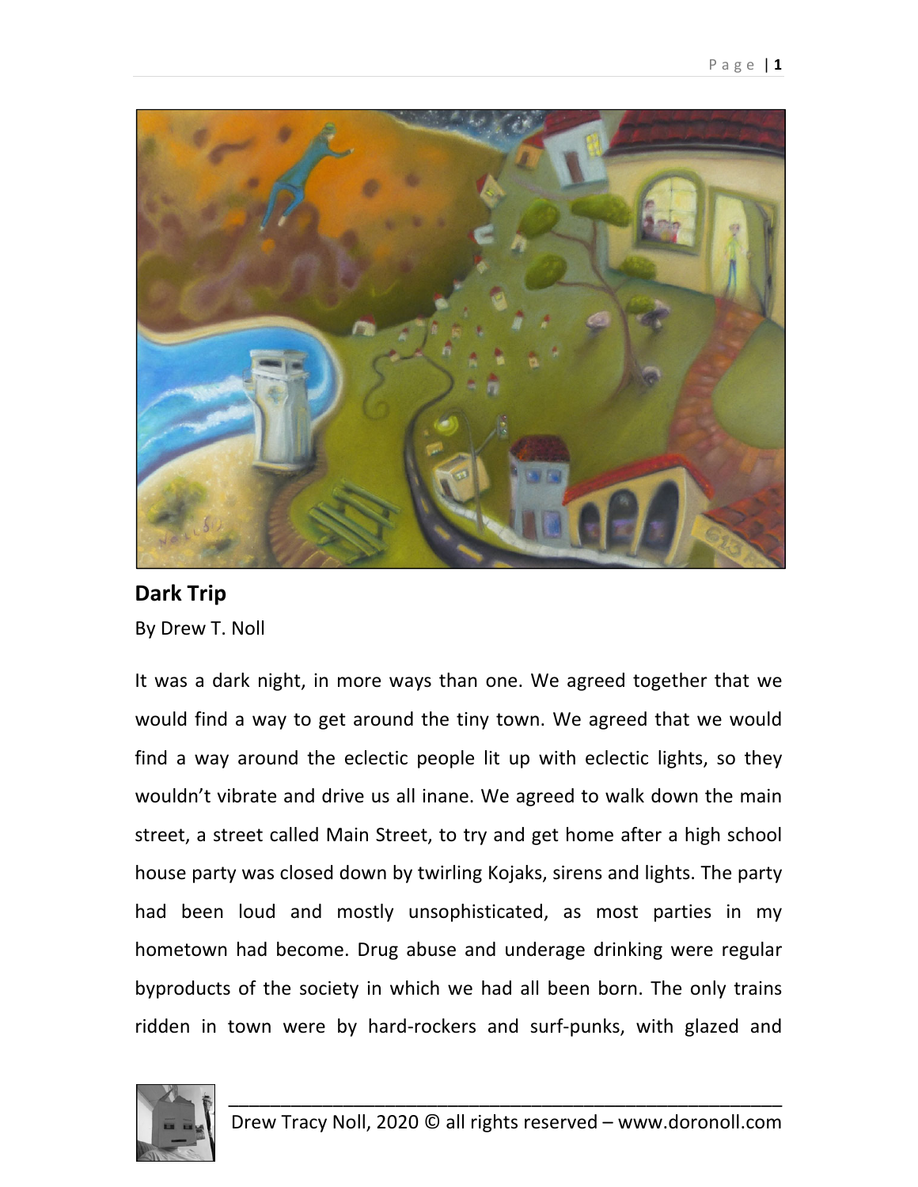## Dark Trip

By Drew T. Noll

It was a dark night, in more ways than one. We agreed together that we would find a way to get around the tiny town. We agreed that we would find a way around the eclectic people lit up with eclectic lights, so they wouldn't vibrate and drive us all inane. We agreed to walk down the main street, a street called Main Street, to try and get home after a high school house party was closed down by twirling Kojaks, sirens and lights. The party had been loud and mostly unsophisticated, as most parties in my hometown had become. Drug abuse and underage drinking were regular byproducts of the society in which we had all been born. The only trains ridden in town were by hard-rockers and surf-punks, with glazed and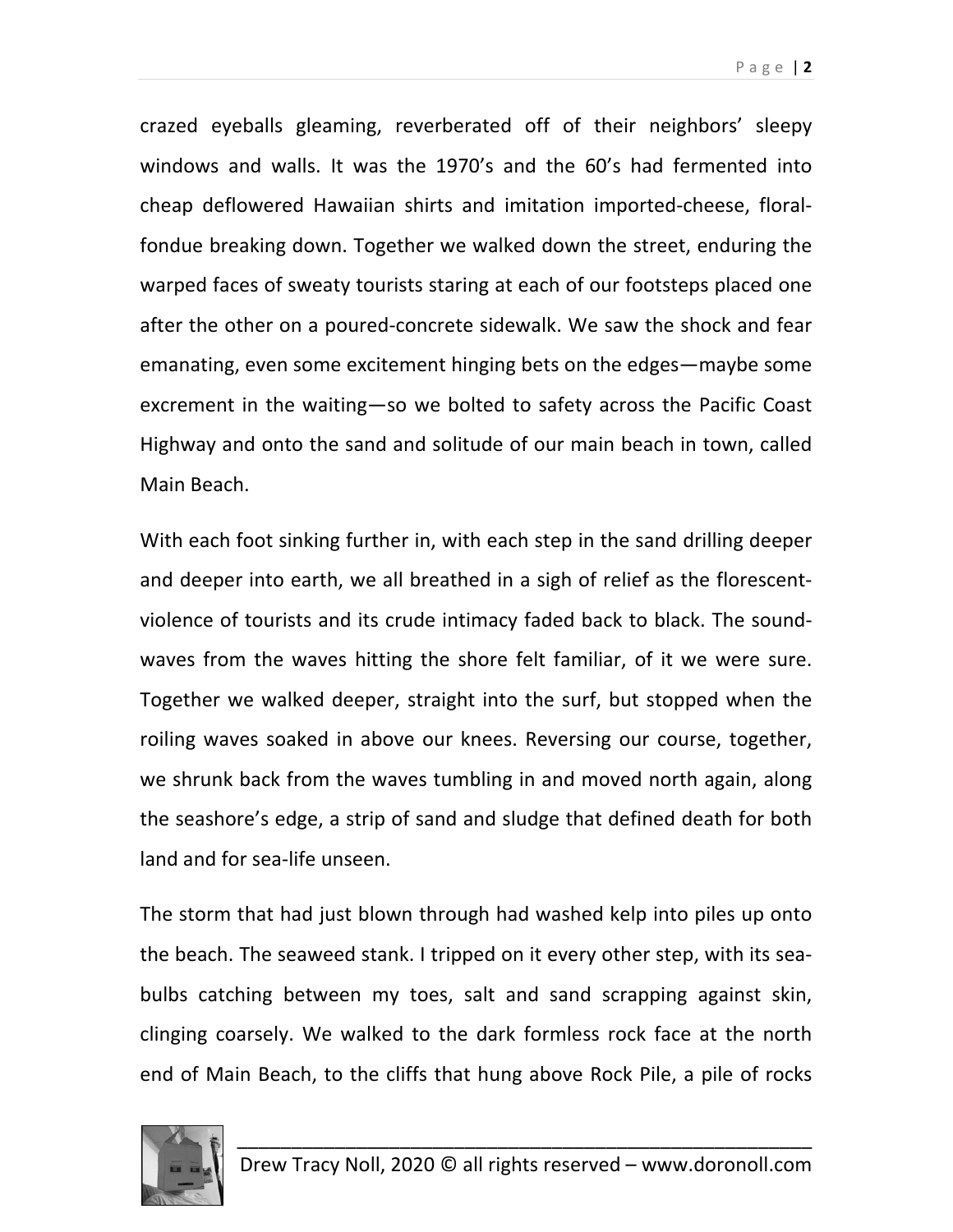crazed eyeballs gleaming, reverberated off of their neighbors' sleepy windows and walls. It was the 1970's and the 60's had fermented into cheap deflowered Hawaiian shirts and imitation imported-cheese, floral-fondue breaking down. Together we walked down the street, enduring the warped faces of sweaty tourists staring at each of our footsteps placed one after the other on a poured-concrete sidewalk. We saw the shock and fear emanating, even some excitement hinging bets on the edges—maybe some excrement in the waiting—so we bolted to safety across the Pacific Coast Highway and onto the sand and solitude of our main beach in town, called Main Beach.

With each foot sinking further in, with each step in the sand drilling deeper and deeper into earth, we all breathed in a sigh of relief as the florescent-violence of tourists and its crude intimacy faded back to black. The sound-waves from the waves hitting the shore felt familiar, of it we were sure. Together we walked deeper, straight into the surf, but stopped when the roiling waves soaked in above our knees. Reversing our course, together, we shrunk back from the waves tumbling in and moved north again, along the seashore's edge, a strip of sand and sludge that defined death for both land and for sea-life unseen.

The storm that had just blown through had washed kelp into piles up onto the beach. The seaweed stank. I tripped on it every other step, with its sea-bulbs catching between my toes, salt and sand scrapping against skin, clinging coarsely. We walked to the dark formless rock face at the north end of Main Beach, to the cliffs that hung above Rock Pile, a pile of rocks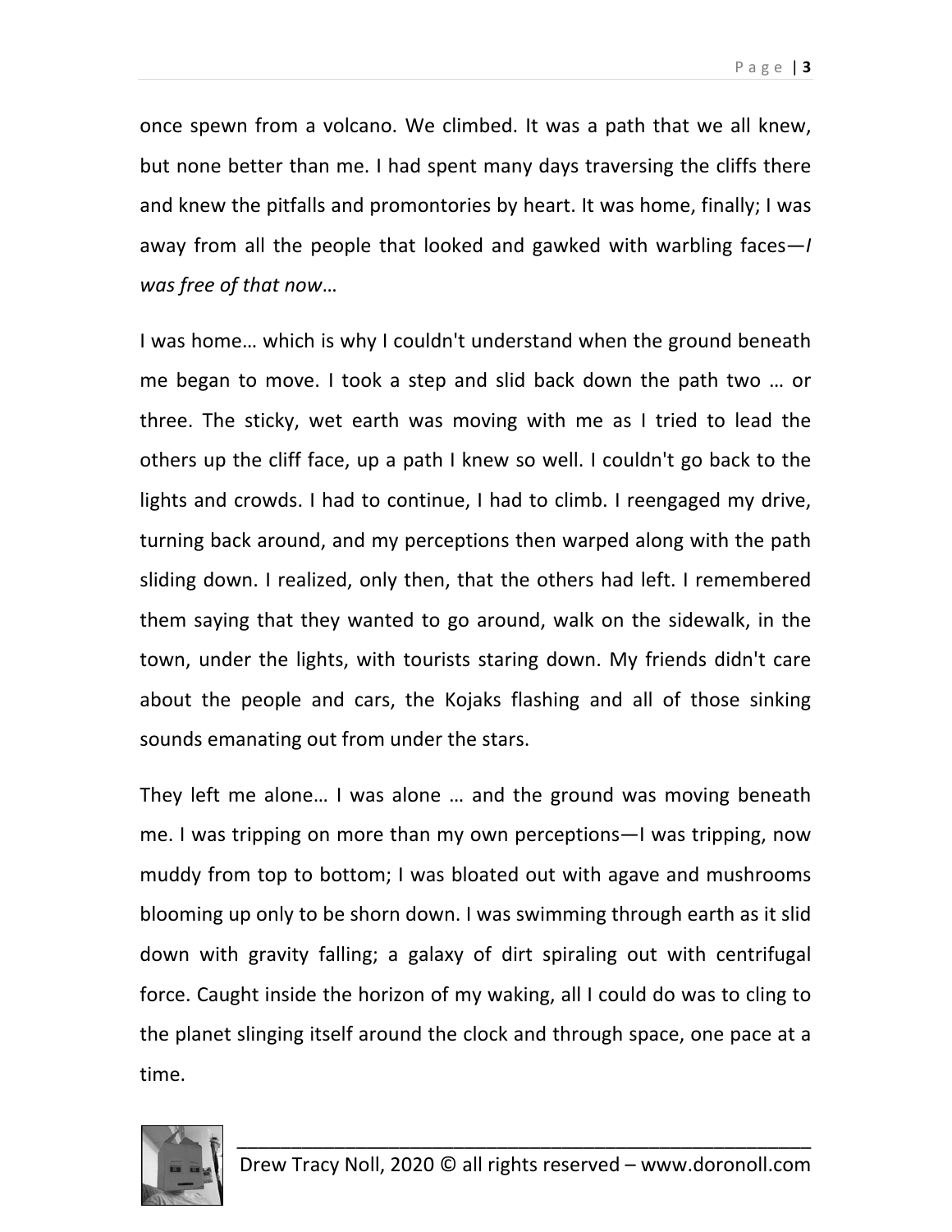once spewn from a volcano. We climbed. It was a path that we all knew, but none better than me. I had spent many days traversing the cliffs there and knew the pitfalls and promontories by heart. It was home, finally; I was away from all the people that looked and gawked with warbling faces—*I was free of that now*…

I was home… which is why I couldn't understand when the ground beneath me began to move. I took a step and slid back down the path two … or three. The sticky, wet earth was moving with me as I tried to lead the others up the cliff face, up a path I knew so well. I couldn't go back to the lights and crowds. I had to continue, I had to climb. I reengaged my drive, turning back around, and my perceptions then warped along with the path sliding down. I realized, only then, that the others had left. I remembered them saying that they wanted to go around, walk on the sidewalk, in the town, under the lights, with tourists staring down. My friends didn't care about the people and cars, the Kojaks flashing and all of those sinking sounds emanating out from under the stars.

They left me alone… I was alone … and the ground was moving beneath me. I was tripping on more than my own perceptions—I was tripping, now muddy from top to bottom; I was bloated out with agave and mushrooms blooming up only to be shorn down. I was swimming through earth as it slid down with gravity falling; a galaxy of dirt spiraling out with centrifugal force. Caught inside the horizon of my waking, all I could do was to cling to the planet slinging itself around the clock and through space, one pace at a time.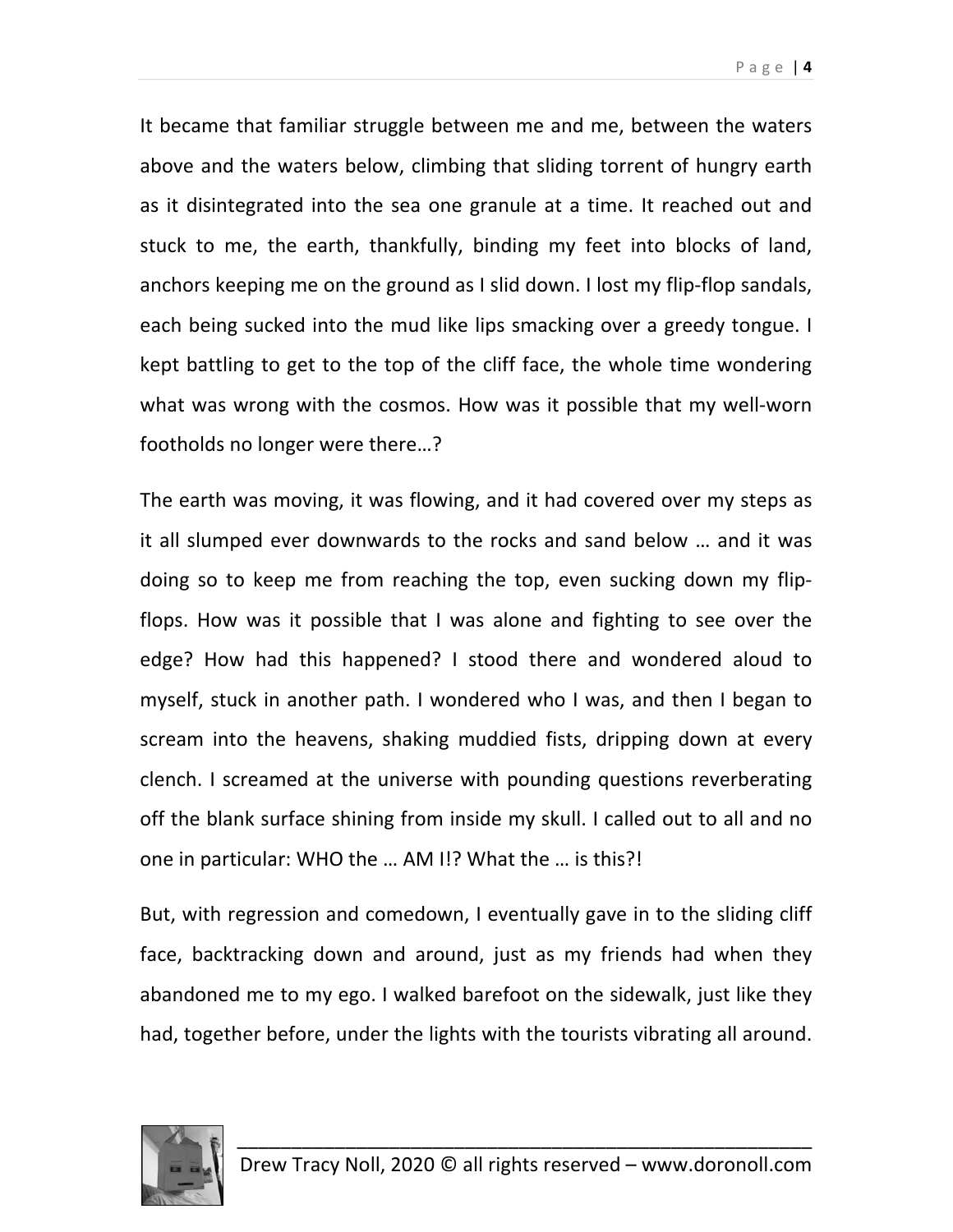It became that familiar struggle between me and me, between the waters above and the waters below, climbing that sliding torrent of hungry earth as it disintegrated into the sea one granule at a time. It reached out and stuck to me, the earth, thankfully, binding my feet into blocks of land, anchors keeping me on the ground as I slid down. I lost my flip-flop sandals, each being sucked into the mud like lips smacking over a greedy tongue. I kept battling to get to the top of the cliff face, the whole time wondering what was wrong with the cosmos. How was it possible that my well-worn footholds no longer were there…?

The earth was moving, it was flowing, and it had covered over my steps as it all slumped ever downwards to the rocks and sand below … and it was doing so to keep me from reaching the top, even sucking down my flip-flops. How was it possible that I was alone and fighting to see over the edge? How had this happened? I stood there and wondered aloud to myself, stuck in another path. I wondered who I was, and then I began to scream into the heavens, shaking muddied fists, dripping down at every clench. I screamed at the universe with pounding questions reverberating off the blank surface shining from inside my skull. I called out to all and no one in particular: WHO the … AM I!? What the … is this?!

But, with regression and comedown, I eventually gave in to the sliding cliff face, backtracking down and around, just as my friends had when they abandoned me to my ego. I walked barefoot on the sidewalk, just like they had, together before, under the lights with the tourists vibrating all around.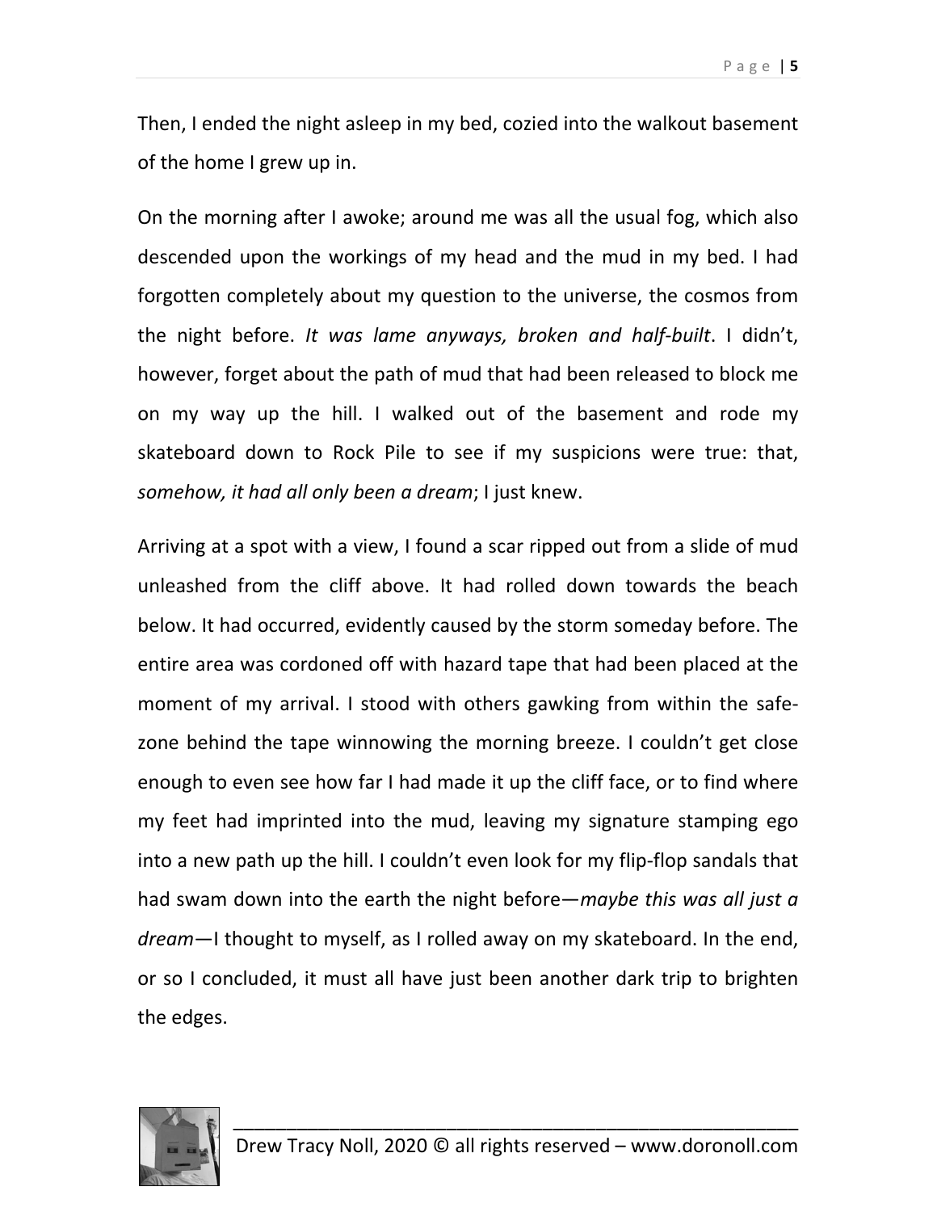Then, I ended the night asleep in my bed, cozied into the walkout basement of the home I grew up in.

On the morning after I awoke; around me was all the usual fog, which also descended upon the workings of my head and the mud in my bed. I had forgotten completely about my question to the universe, the cosmos from the night before. *It was lame anyways, broken and half-built*. I didn't, however, forget about the path of mud that had been released to block me on my way up the hill. I walked out of the basement and rode my skateboard down to Rock Pile to see if my suspicions were true: that, *somehow, it had all only been a dream*; I just knew.

Arriving at a spot with a view, I found a scar ripped out from a slide of mud unleashed from the cliff above. It had rolled down towards the beach below. It had occurred, evidently caused by the storm someday before. The entire area was cordoned off with hazard tape that had been placed at the moment of my arrival. I stood with others gawking from within the safe-zone behind the tape winnowing the morning breeze. I couldn't get close enough to even see how far I had made it up the cliff face, or to find where my feet had imprinted into the mud, leaving my signature stamping ego into a new path up the hill. I couldn't even look for my flip-flop sandals that had swam down into the earth the night before—*maybe this was all just a dream*—I thought to myself, as I rolled away on my skateboard. In the end, or so I concluded, it must all have just been another dark trip to brighten the edges.